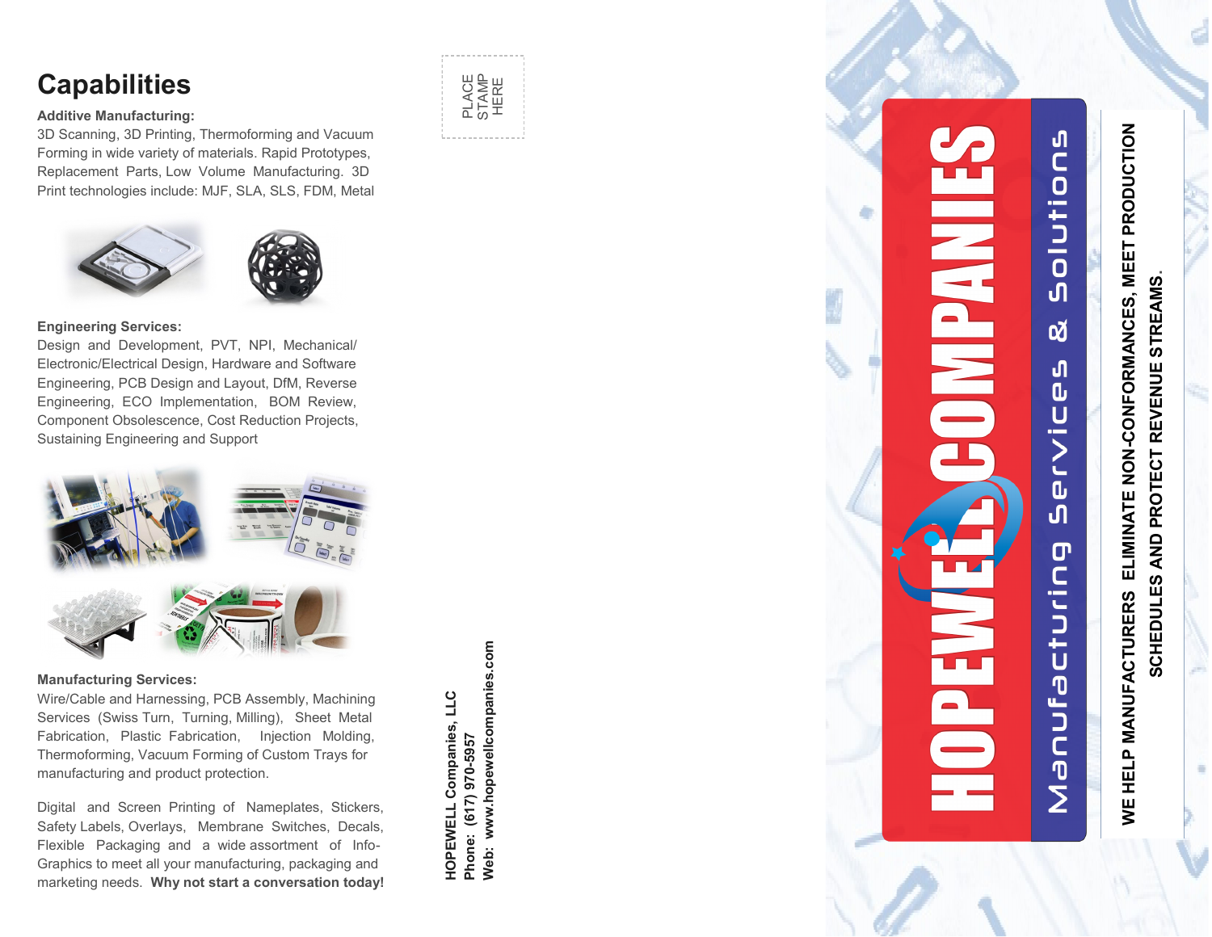# Capabilities

**Additive Manufacturing:**
3D Scanning, 3D Printing, Thermoforming and Vacuum Forming in wide variety of materials. Rapid Prototypes, Replacement Parts, Low Volume Manufacturing. 3D Print technologies include: MJF, SLA, SLS, FDM, Metal

**Engineering Services:**
Design and Development, PVT, NPI, Mechanical/ Electronic/Electrical Design, Hardware and Software Engineering, PCB Design and Layout, DfM, Reverse Engineering, ECO Implementation, BOM Review, Component Obsolescence, Cost Reduction Projects, Sustaining Engineering and Support

**Manufacturing Services:**
Wire/Cable and Harnessing, PCB Assembly, Machining Services (Swiss Turn, Turning, Milling), Sheet Metal Fabrication, Plastic Fabrication, Injection Molding, Thermoforming, Vacuum Forming of Custom Trays for manufacturing and product protection.

Digital and Screen Printing of Nameplates, Stickers, Safety Labels, Overlays, Membrane Switches, Decals, Flexible Packaging and a wide assortment of Info-Graphics to meet all your manufacturing, packaging and marketing needs. **Why not start a conversation today!**

PLACE STAMP HERE

**HOPEWELL Companies, LLC**
**Phone: (617) 970-5957**
**Web: www.hopewellcompanies.com**

# HOPEWELL COMPANIES

## Manufacturing Services & Solutions

**WE HELP MANUFACTURERS ELIMINATE NON-CONFORMANCES, MEET PRODUCTION SCHEDULES AND PROTECT REVENUE STREAMS.**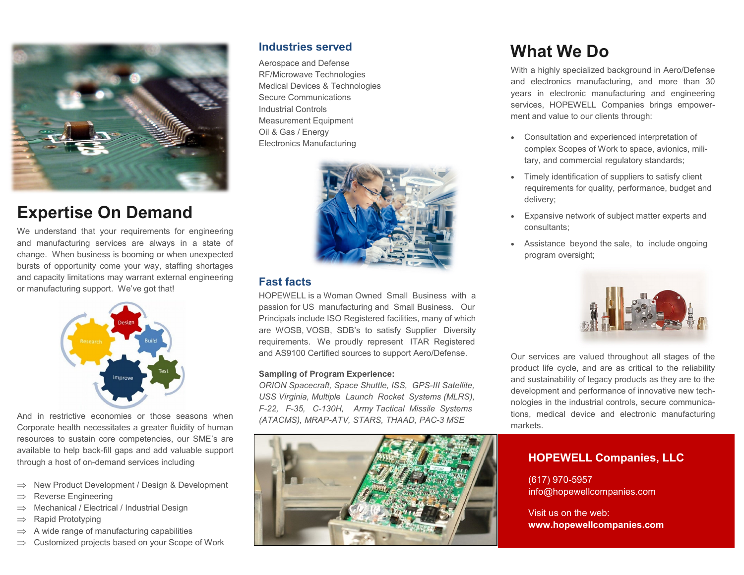## Expertise On Demand

We understand that your requirements for engineering and manufacturing services are always in a state of change. When business is booming or when unexpected bursts of opportunity come your way, staffing shortages and capacity limitations may warrant external engineering or manufacturing support. We've got that!

Research
Design
Build
Test
Improve

And in restrictive economies or those seasons when Corporate health necessitates a greater fluidity of human resources to sustain core competencies, our SME's are available to help back-fill gaps and add valuable support through a host of on-demand services including

- ⇒ New Product Development / Design & Development
- ⇒ Reverse Engineering
- ⇒ Mechanical / Electrical / Industrial Design
- ⇒ Rapid Prototyping
- ⇒ A wide range of manufacturing capabilities
- ⇒ Customized projects based on your Scope of Work

### Industries served

Aerospace and Defense
RF/Microwave Technologies
Medical Devices & Technologies
Secure Communications
Industrial Controls
Measurement Equipment
Oil & Gas / Energy
Electronics Manufacturing

### Fast facts

HOPEWELL is a Woman Owned Small Business with a passion for US manufacturing and Small Business. Our Principals include ISO Registered facilities, many of which are WOSB, VOSB, SDB's to satisfy Supplier Diversity requirements. We proudly represent ITAR Registered and AS9100 Certified sources to support Aero/Defense.

**Sampling of Program Experience:**
*ORION Spacecraft, Space Shuttle, ISS, GPS-III Satellite, USS Virginia, Multiple Launch Rocket Systems (MLRS), F-22, F-35, C-130H, Army Tactical Missile Systems (ATACMS), MRAP-ATV, STARS, THAAD, PAC-3 MSE*

## What We Do

With a highly specialized background in Aero/Defense and electronics manufacturing, and more than 30 years in electronic manufacturing and engineering services, HOPEWELL Companies brings empowerment and value to our clients through:

- Consultation and experienced interpretation of complex Scopes of Work to space, avionics, military, and commercial regulatory standards;
- Timely identification of suppliers to satisfy client requirements for quality, performance, budget and delivery;
- Expansive network of subject matter experts and consultants;
- Assistance beyond the sale, to include ongoing program oversight;

Our services are valued throughout all stages of the product life cycle, and are as critical to the reliability and sustainability of legacy products as they are to the development and performance of innovative new technologies in the industrial controls, secure communications, medical device and electronic manufacturing markets.

**HOPEWELL Companies, LLC**

(617) 970-5957
info@hopewellcompanies.com

Visit us on the web:
**www.hopewellcompanies.com**